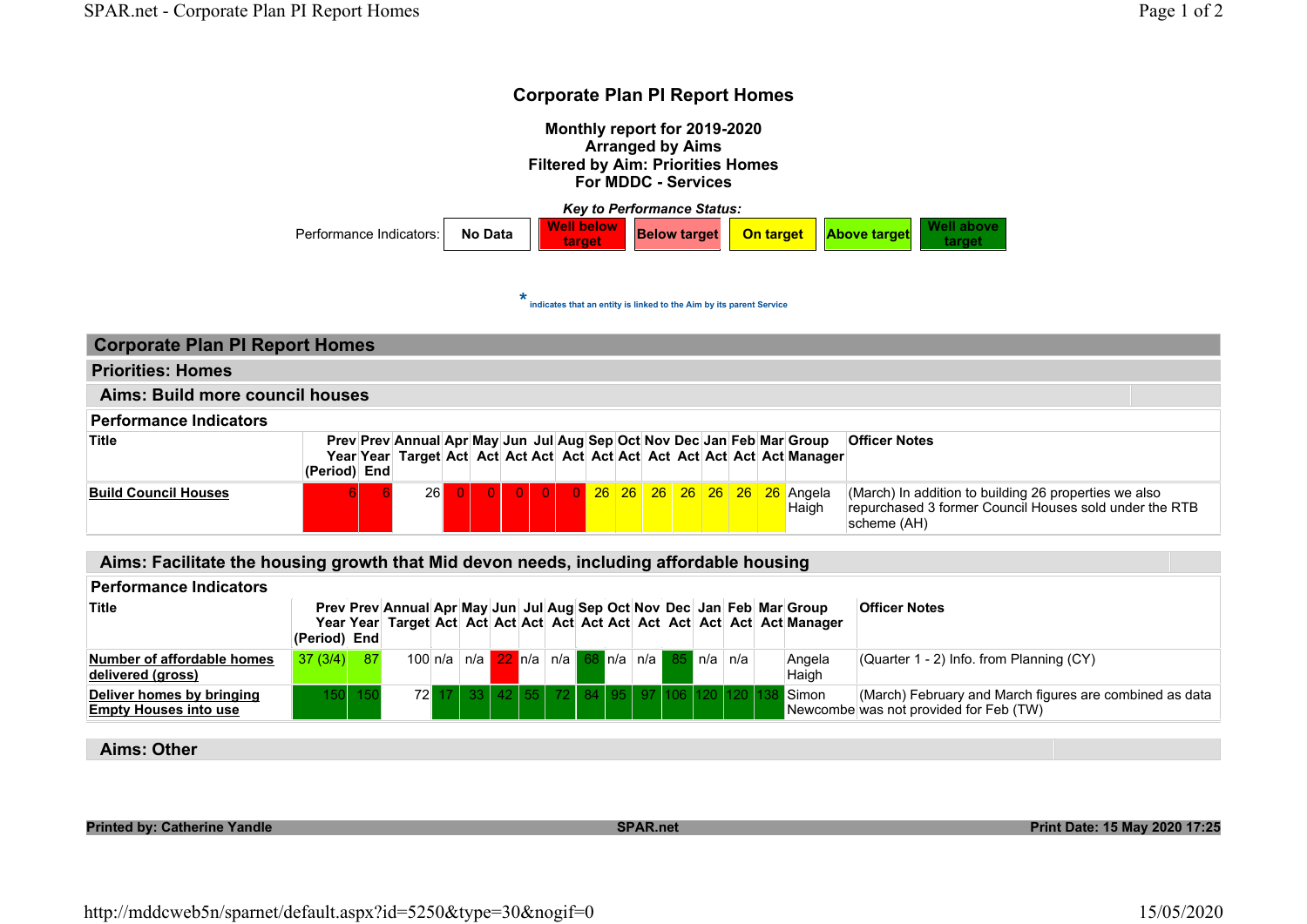# Corporate Plan PI Report Homes

**Monthly report for 2019-2020**
**Arranged by Aims**
**Filtered by Aim: Priorities Homes**
**For MDDC - Services**

***Key to Performance Status:***

| Performance Indicators: | No Data | Well below target | Below target | On target | Above target | Well above target |
|---|---|---|---|---|---|---|

\* indicates that an entity is linked to the Aim by its parent Service

## Corporate Plan PI Report Homes

### Priorities: Homes

### Aims: Build more council houses

#### Performance Indicators

| Title | Prev Year (Period) | Prev Year End | Annual Target | Apr Act | May Act | Jun Act | Jul Act | Aug Act | Sep Act | Oct Act | Nov Act | Dec Act | Jan Act | Feb Act | Mar Act | Group Manager | Officer Notes |
|---|---|---|---|---|---|---|---|---|---|---|---|---|---|---|---|---|---|
| **Build Council Houses** | 6 | 6 | 26 | 0 | 0 | 0 | 0 | 0 | 26 | 26 | 26 | 26 | 26 | 26 | 26 | Angela Haigh | (March) In addition to building 26 properties we also repurchased 3 former Council Houses sold under the RTB scheme (AH) |

### Aims: Facilitate the housing growth that Mid devon needs, including affordable housing

#### Performance Indicators

| Title | Prev Year (Period) | Prev Year End | Annual Target | Apr Act | May Act | Jun Act | Jul Act | Aug Act | Sep Act | Oct Act | Nov Act | Dec Act | Jan Act | Feb Act | Mar Act | Group Manager | Officer Notes |
|---|---|---|---|---|---|---|---|---|---|---|---|---|---|---|---|---|---|
| **Number of affordable homes delivered (gross)** | 37 (3/4) | 87 | 100 | n/a | n/a | 22 | n/a | n/a | 68 | n/a | n/a | 85 | n/a | n/a | | Angela Haigh | (Quarter 1 - 2) Info. from Planning (CY) |
| **Deliver homes by bringing Empty Houses into use** | 150 | 150 | 72 | 17 | 33 | 42 | 55 | 72 | 84 | 95 | 97 | 106 | 120 | 120 | 138 | Simon Newcombe | (March) February and March figures are combined as data was not provided for Feb (TW) |

### Aims: Other

**Printed by: Catherine Yandle** **SPAR.net** **Print Date: 15 May 2020 17:25**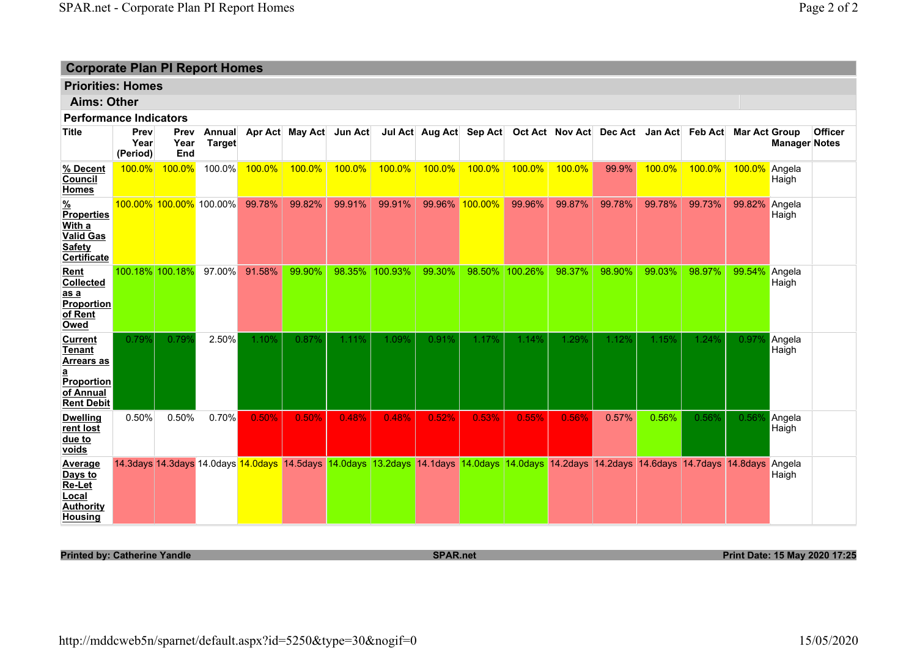## Corporate Plan PI Report Homes

### Priorities: Homes

#### Aims: Other

**Performance Indicators**

| Title | Prev Year (Period) | Prev Year End | Annual Target | Apr Act | May Act | Jun Act | Jul Act | Aug Act | Sep Act | Oct Act | Nov Act | Dec Act | Jan Act | Feb Act | Mar Act | Group Manager | Officer Notes |
|---|---|---|---|---|---|---|---|---|---|---|---|---|---|---|---|---|---|
| % Decent Council Homes | 100.0% | 100.0% | 100.0% | 100.0% | 100.0% | 100.0% | 100.0% | 100.0% | 100.0% | 100.0% | 100.0% | 99.9% | 100.0% | 100.0% | 100.0% | Angela Haigh | |
| % Properties With a Valid Gas Safety Certificate | 100.00% | 100.00% | 100.00% | 99.78% | 99.82% | 99.91% | 99.91% | 99.96% | 100.00% | 99.96% | 99.87% | 99.78% | 99.78% | 99.73% | 99.82% | Angela Haigh | |
| Rent Collected as a Proportion of Rent Owed | 100.18% | 100.18% | 97.00% | 91.58% | 99.90% | 98.35% | 100.93% | 99.30% | 98.50% | 100.26% | 98.37% | 98.90% | 99.03% | 98.97% | 99.54% | Angela Haigh | |
| Current Tenant Arrears as a Proportion of Annual Rent Debit | 0.79% | 0.79% | 2.50% | 1.10% | 0.87% | 1.11% | 1.09% | 0.91% | 1.17% | 1.14% | 1.29% | 1.12% | 1.15% | 1.24% | 0.97% | Angela Haigh | |
| Dwelling rent lost due to voids | 0.50% | 0.50% | 0.70% | 0.50% | 0.50% | 0.48% | 0.48% | 0.52% | 0.53% | 0.55% | 0.56% | 0.57% | 0.56% | 0.56% | 0.56% | Angela Haigh | |
| Average Days to Re-Let Local Authority Housing | 14.3days | 14.3days | 14.0days | 14.0days | 14.5days | 14.0days | 13.2days | 14.1days | 14.0days | 14.0days | 14.2days | 14.2days | 14.6days | 14.7days | 14.8days | Angela Haigh | |

**Printed by: Catherine Yandle** **SPAR.net** **Print Date: 15 May 2020 17:25**